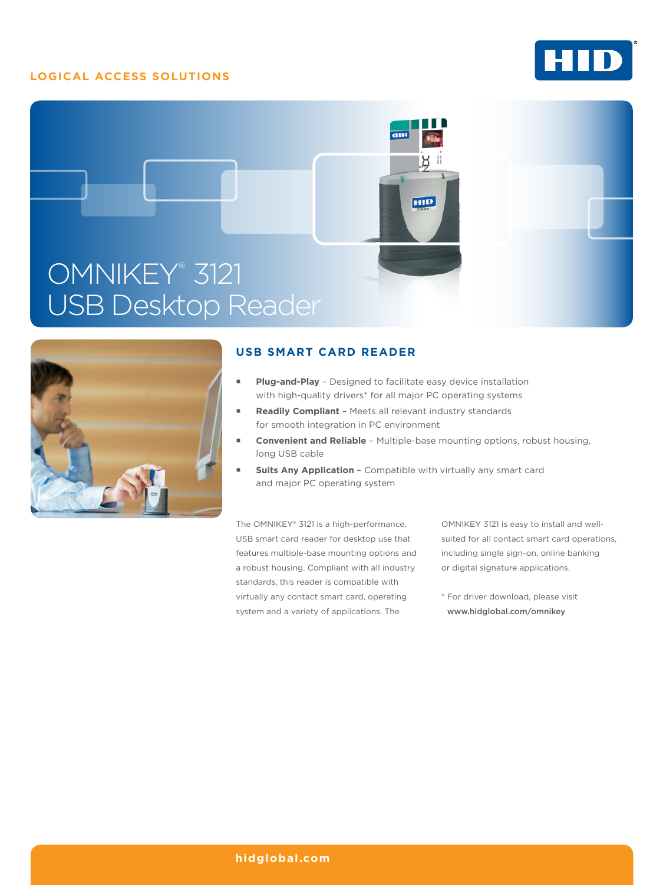LOGICAL ACCESS SOLUTIONS

# OMNIKEY® 3121 USB Desktop Reader

## USB SMART CARD READER

- **Plug-and-Play** – Designed to facilitate easy device installation with high-quality drivers* for all major PC operating systems
- **Readily Compliant** – Meets all relevant industry standards for smooth integration in PC environment
- **Convenient and Reliable** – Multiple-base mounting options, robust housing, long USB cable
- **Suits Any Application** – Compatible with virtually any smart card and major PC operating system

The OMNIKEY® 3121 is a high-performance, USB smart card reader for desktop use that features multiple-base mounting options and a robust housing. Compliant with all industry standards, this reader is compatible with virtually any contact smart card, operating system and a variety of applications. The OMNIKEY 3121 is easy to install and well-suited for all contact smart card operations, including single sign-on, online banking or digital signature applications.

* For driver download, please visit **www.hidglobal.com/omnikey**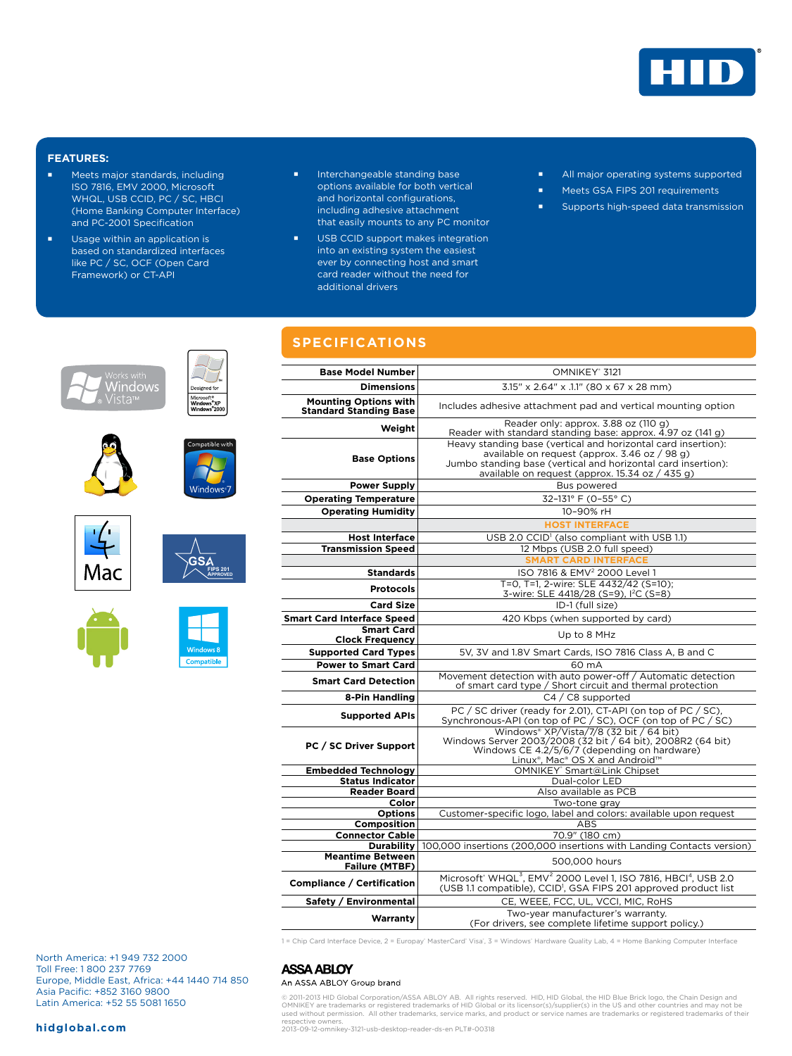## FEATURES:

- Meets major standards, including ISO 7816, EMV 2000, Microsoft WHQL, USB CCID, PC / SC, HBCI (Home Banking Computer Interface) and PC-2001 Specification
- Usage within an application is based on standardized interfaces like PC / SC, OCF (Open Card Framework) or CT-API
- Interchangeable standing base options available for both vertical and horizontal configurations, including adhesive attachment that easily mounts to any PC monitor
- USB CCID support makes integration into an existing system the easiest ever by connecting host and smart card reader without the need for additional drivers
- All major operating systems supported
- Meets GSA FIPS 201 requirements
- Supports high-speed data transmission

## SPECIFICATIONS

| | |
|---|---|
| **Base Model Number** | OMNIKEY® 3121 |
| **Dimensions** | 3.15" x 2.64" x .1.1" (80 x 67 x 28 mm) |
| **Mounting Options with Standard Standing Base** | Includes adhesive attachment pad and vertical mounting option |
| **Weight** | Reader only: approx. 3.88 oz (110 g)<br>Reader with standard standing base: approx. 4.97 oz (141 g) |
| **Base Options** | Heavy standing base (vertical and horizontal card insertion): available on request (approx. 3.46 oz / 98 g)<br>Jumbo standing base (vertical and horizontal card insertion): available on request (approx. 15.34 oz / 435 g) |
| **Power Supply** | Bus powered |
| **Operating Temperature** | 32–131° F (0–55° C) |
| **Operating Humidity** | 10–90% rH |
| | **HOST INTERFACE** |
| **Host Interface** | USB 2.0 CCID[1] (also compliant with USB 1.1) |
| **Transmission Speed** | 12 Mbps (USB 2.0 full speed) |
| | **SMART CARD INTERFACE** |
| **Standards** | ISO 7816 & EMV[2] 2000 Level 1 |
| **Protocols** | T=0, T=1, 2-wire: SLE 4432/42 (S=10);<br>3-wire: SLE 4418/28 (S=9), I²C (S=8) |
| **Card Size** | ID-1 (full size) |
| **Smart Card Interface Speed** | 420 Kbps (when supported by card) |
| **Smart Card Clock Frequency** | Up to 8 MHz |
| **Supported Card Types** | 5V, 3V and 1.8V Smart Cards, ISO 7816 Class A, B and C |
| **Power to Smart Card** | 60 mA |
| **Smart Card Detection** | Movement detection with auto power-off / Automatic detection of smart card type / Short circuit and thermal protection |
| **8-Pin Handling** | C4 / C8 supported |
| **Supported APIs** | PC / SC driver (ready for 2.01), CT-API (on top of PC / SC),<br>Synchronous-API (on top of PC / SC), OCF (on top of PC / SC) |
| **PC / SC Driver Support** | Windows® XP/Vista/7/8 (32 bit / 64 bit)<br>Windows Server 2003/2008 (32 bit / 64 bit), 2008R2 (64 bit)<br>Windows CE 4.2/5/6/7 (depending on hardware)<br>Linux®, Mac® OS X and Android™ |
| **Embedded Technology** | OMNIKEY® Smart@Link Chipset |
| **Status Indicator** | Dual-color LED |
| **Reader Board** | Also available as PCB |
| **Color** | Two-tone gray |
| **Options** | Customer-specific logo, label and colors: available upon request |
| **Composition** | ABS |
| **Connector Cable** | 70.9" (180 cm) |
| **Durability** | 100,000 insertions (200,000 insertions with Landing Contacts version) |
| **Meantime Between Failure (MTBF)** | 500,000 hours |
| **Compliance / Certification** | Microsoft® WHQL[3], EMV[2] 2000 Level 1, ISO 7816, HBCI[4], USB 2.0 (USB 1.1 compatible), CCID[1], GSA FIPS 201 approved product list |
| **Safety / Environmental** | CE, WEEE, FCC, UL, VCCI, MIC, RoHS |
| **Warranty** | Two-year manufacturer's warranty.<br>(For drivers, see complete lifetime support policy.) |

1 = Chip Card Interface Device, 2 = Europay® MasterCard® Visa®, 3 = Windows® Hardware Quality Lab, 4 = Home Banking Computer Interface

North America: +1 949 732 2000
Toll Free: 1 800 237 7769
Europe, Middle East, Africa: +44 1440 714 850
Asia Pacific: +852 3160 9800
Latin America: +52 55 5081 1650

**hidglobal.com**

ASSA ABLOY
An ASSA ABLOY Group brand

© 2011-2013 HID Global Corporation/ASSA ABLOY AB. All rights reserved. HID, HID Global, the HID Blue Brick logo, the Chain Design and OMNIKEY are trademarks or registered trademarks of HID Global or its licensor(s)/supplier(s) in the US and other countries and may not be used without permission. All other trademarks, service marks, and product or service names are trademarks or registered trademarks of their respective owners.
2013-09-12-omnikey-3121-usb-desktop-reader-ds-en PLT#-00318